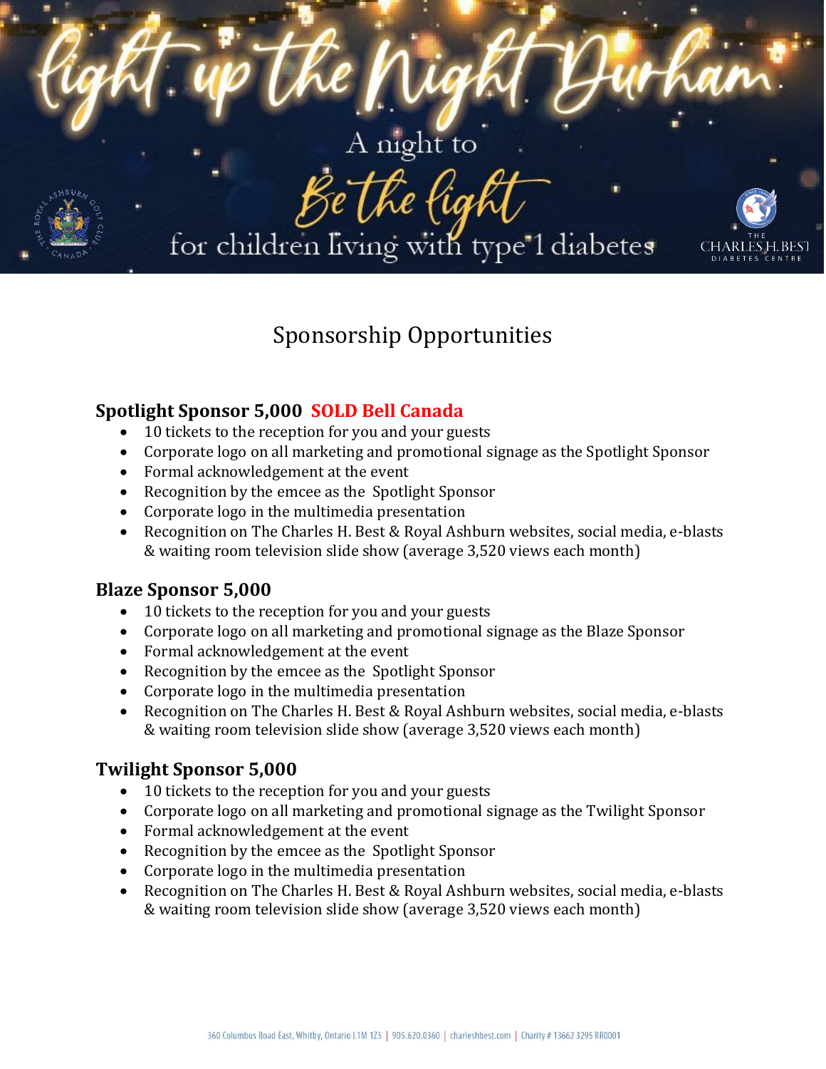# Light up the Night Durham

A night to

Be the light

for children living with type 1 diabetes

## Sponsorship Opportunities

### Spotlight Sponsor 5,000 SOLD Bell Canada

- 10 tickets to the reception for you and your guests
- Corporate logo on all marketing and promotional signage as the Spotlight Sponsor
- Formal acknowledgement at the event
- Recognition by the emcee as the Spotlight Sponsor
- Corporate logo in the multimedia presentation
- Recognition on The Charles H. Best & Royal Ashburn websites, social media, e-blasts & waiting room television slide show (average 3,520 views each month)

### Blaze Sponsor 5,000

- 10 tickets to the reception for you and your guests
- Corporate logo on all marketing and promotional signage as the Blaze Sponsor
- Formal acknowledgement at the event
- Recognition by the emcee as the Spotlight Sponsor
- Corporate logo in the multimedia presentation
- Recognition on The Charles H. Best & Royal Ashburn websites, social media, e-blasts & waiting room television slide show (average 3,520 views each month)

### Twilight Sponsor 5,000

- 10 tickets to the reception for you and your guests
- Corporate logo on all marketing and promotional signage as the Twilight Sponsor
- Formal acknowledgement at the event
- Recognition by the emcee as the Spotlight Sponsor
- Corporate logo in the multimedia presentation
- Recognition on The Charles H. Best & Royal Ashburn websites, social media, e-blasts & waiting room television slide show (average 3,520 views each month)

360 Columbus Road East, Whitby, Ontario L1M 1Z5 | 905.620.0360 | charleshbest.com | Charity # 13662 3295 RR0001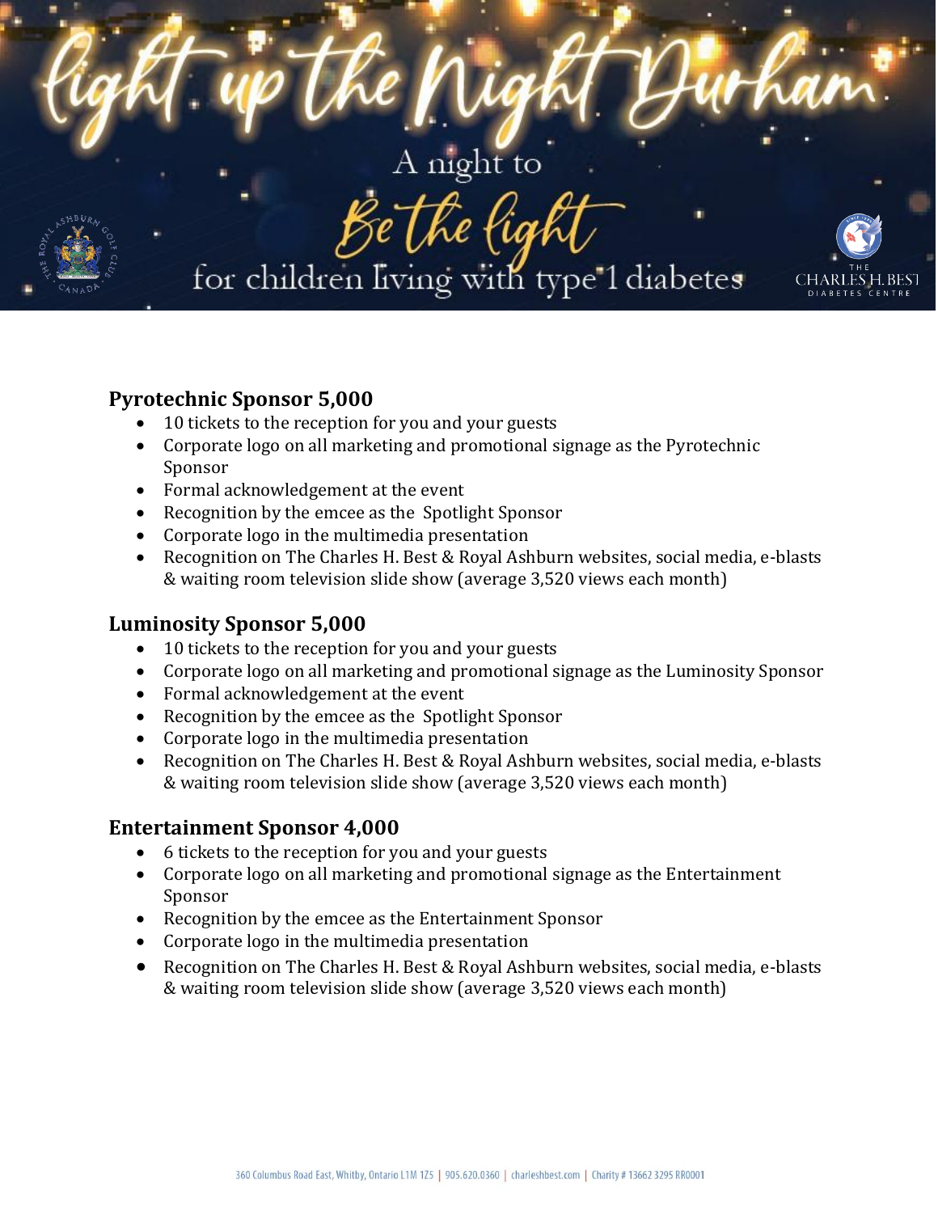# Light up the Night Durham

A night to

Be the light

for children living with type 1 diabetes

THE CHARLES H. BEST DIABETES CENTRE

### Pyrotechnic Sponsor 5,000

- 10 tickets to the reception for you and your guests
- Corporate logo on all marketing and promotional signage as the Pyrotechnic Sponsor
- Formal acknowledgement at the event
- Recognition by the emcee as the Spotlight Sponsor
- Corporate logo in the multimedia presentation
- Recognition on The Charles H. Best & Royal Ashburn websites, social media, e-blasts & waiting room television slide show (average 3,520 views each month)

### Luminosity Sponsor 5,000

- 10 tickets to the reception for you and your guests
- Corporate logo on all marketing and promotional signage as the Luminosity Sponsor
- Formal acknowledgement at the event
- Recognition by the emcee as the Spotlight Sponsor
- Corporate logo in the multimedia presentation
- Recognition on The Charles H. Best & Royal Ashburn websites, social media, e-blasts & waiting room television slide show (average 3,520 views each month)

### Entertainment Sponsor 4,000

- 6 tickets to the reception for you and your guests
- Corporate logo on all marketing and promotional signage as the Entertainment Sponsor
- Recognition by the emcee as the Entertainment Sponsor
- Corporate logo in the multimedia presentation
- Recognition on The Charles H. Best & Royal Ashburn websites, social media, e-blasts & waiting room television slide show (average 3,520 views each month)

360 Columbus Road East, Whitby, Ontario L1M 1Z5 | 905.620.0360 | charleshbest.com | Charity # 13662 3295 RR0001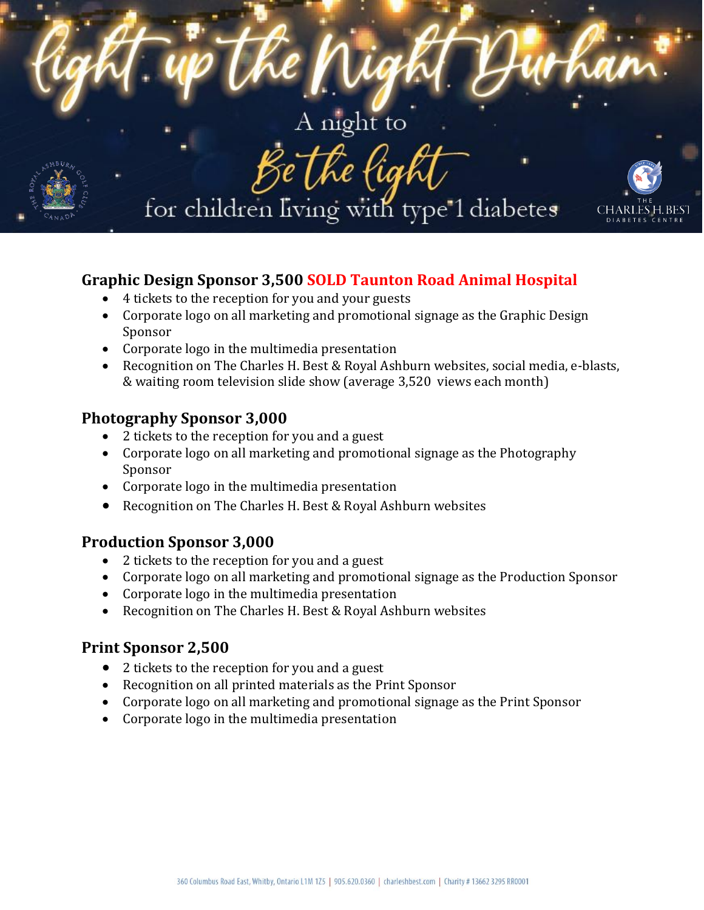# Light up the Night Durham

A night to

Be the light

for children living with type 1 diabetes

### Graphic Design Sponsor 3,500 SOLD Taunton Road Animal Hospital

- 4 tickets to the reception for you and your guests
- Corporate logo on all marketing and promotional signage as the Graphic Design Sponsor
- Corporate logo in the multimedia presentation
- Recognition on The Charles H. Best & Royal Ashburn websites, social media, e-blasts, & waiting room television slide show (average 3,520 views each month)

### Photography Sponsor 3,000

- 2 tickets to the reception for you and a guest
- Corporate logo on all marketing and promotional signage as the Photography Sponsor
- Corporate logo in the multimedia presentation
- Recognition on The Charles H. Best & Royal Ashburn websites

### Production Sponsor 3,000

- 2 tickets to the reception for you and a guest
- Corporate logo on all marketing and promotional signage as the Production Sponsor
- Corporate logo in the multimedia presentation
- Recognition on The Charles H. Best & Royal Ashburn websites

### Print Sponsor 2,500

- 2 tickets to the reception for you and a guest
- Recognition on all printed materials as the Print Sponsor
- Corporate logo on all marketing and promotional signage as the Print Sponsor
- Corporate logo in the multimedia presentation

360 Columbus Road East, Whitby, Ontario L1M 1Z5 | 905.620.0360 | charleshbest.com | Charity # 13662 3295 RR0001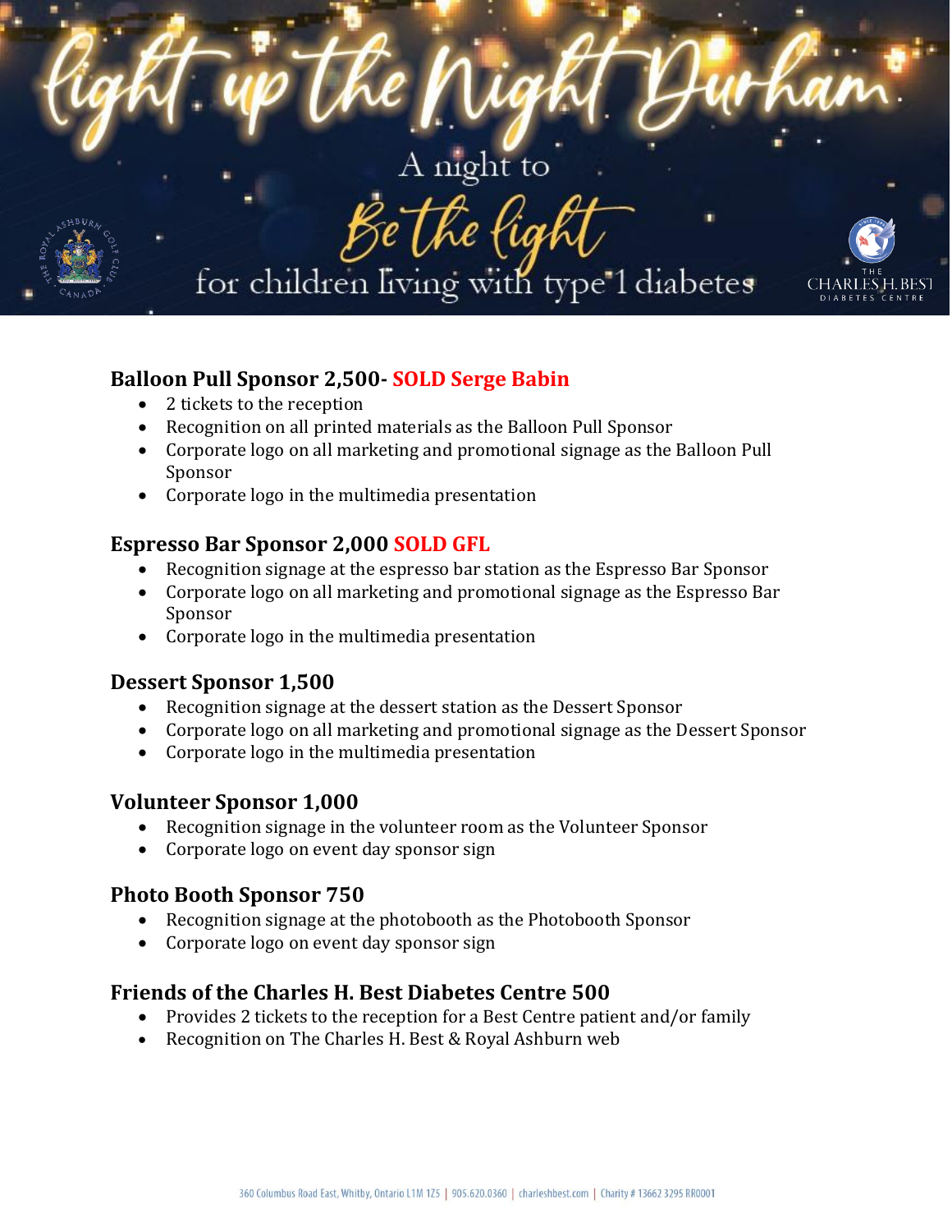# Light up the Night Durham

A night to

Be the light

for children living with type 1 diabetes

THE CHARLES H. BEST DIABETES CENTRE

### Balloon Pull Sponsor 2,500- SOLD Serge Babin

- 2 tickets to the reception
- Recognition on all printed materials as the Balloon Pull Sponsor
- Corporate logo on all marketing and promotional signage as the Balloon Pull Sponsor
- Corporate logo in the multimedia presentation

### Espresso Bar Sponsor 2,000 SOLD GFL

- Recognition signage at the espresso bar station as the Espresso Bar Sponsor
- Corporate logo on all marketing and promotional signage as the Espresso Bar Sponsor
- Corporate logo in the multimedia presentation

### Dessert Sponsor 1,500

- Recognition signage at the dessert station as the Dessert Sponsor
- Corporate logo on all marketing and promotional signage as the Dessert Sponsor
- Corporate logo in the multimedia presentation

### Volunteer Sponsor 1,000

- Recognition signage in the volunteer room as the Volunteer Sponsor
- Corporate logo on event day sponsor sign

### Photo Booth Sponsor 750

- Recognition signage at the photobooth as the Photobooth Sponsor
- Corporate logo on event day sponsor sign

### Friends of the Charles H. Best Diabetes Centre 500

- Provides 2 tickets to the reception for a Best Centre patient and/or family
- Recognition on The Charles H. Best & Royal Ashburn web

360 Columbus Road East, Whitby, Ontario L1M 1Z5 | 905.620.0360 | charleshbest.com | Charity # 13662 3295 RR0001